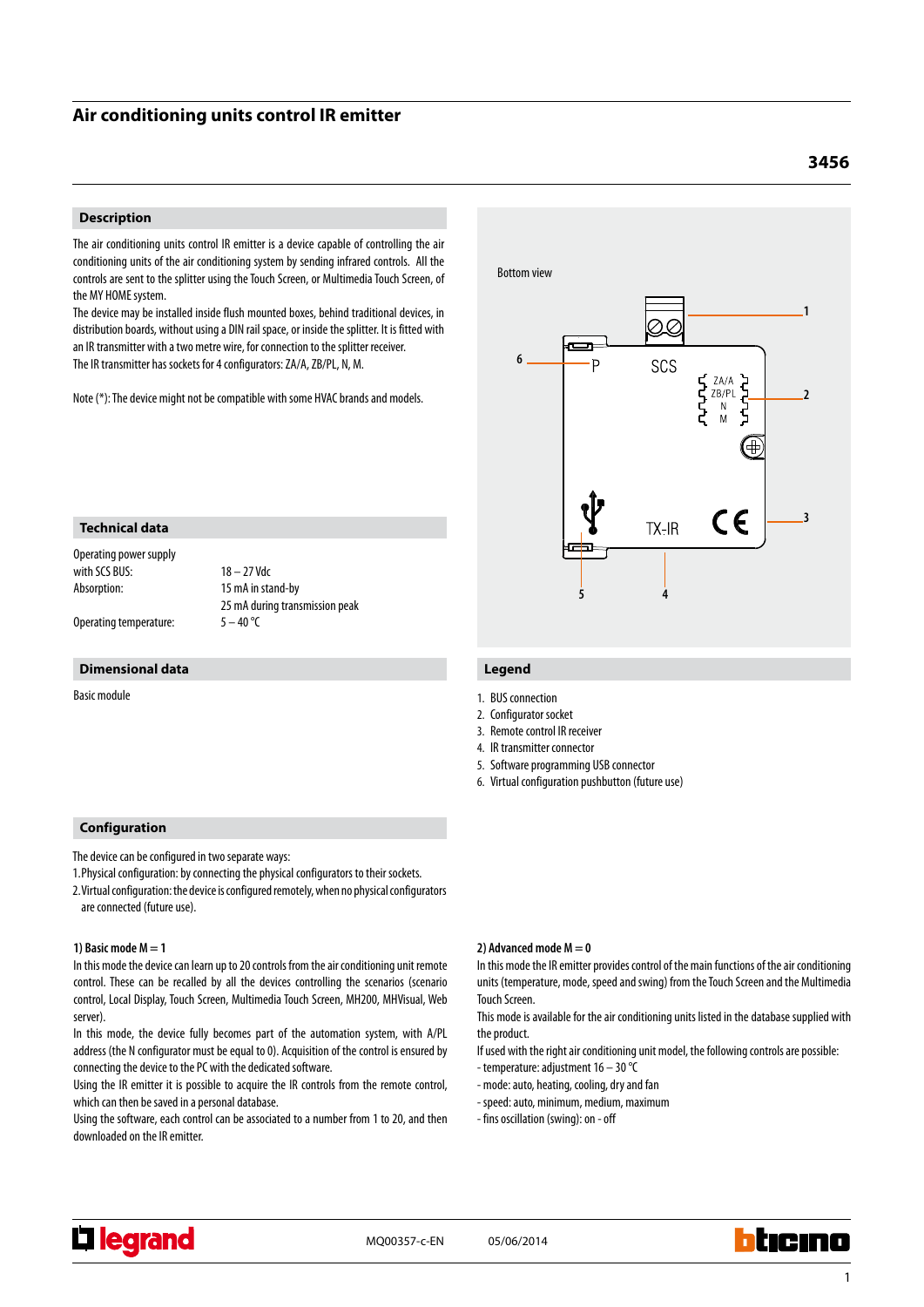# Air conditioning units control IR emitter

**3456**

## Description

The air conditioning units control IR emitter is a device capable of controlling the air conditioning units of the air conditioning system by sending infrared controls. All the controls are sent to the splitter using the Touch Screen, or Multimedia Touch Screen, of the MY HOME system.
The device may be installed inside flush mounted boxes, behind traditional devices, in distribution boards, without using a DIN rail space, or inside the splitter. It is fitted with an IR transmitter with a two metre wire, for connection to the splitter receiver.
The IR transmitter has sockets for 4 configurators: ZA/A, ZB/PL, N, M.

Note (*): The device might not be compatible with some HVAC brands and models.

Bottom view

## Technical data

| | |
|---|---|
| Operating power supply | |
| with SCS BUS: | 18 – 27 Vdc |
| Absorption: | 15 mA in stand-by |
| | 25 mA during transmission peak |
| Operating temperature: | 5 – 40 °C |

## Dimensional data

Basic module

## Legend

1. BUS connection
2. Configurator socket
3. Remote control IR receiver
4. IR transmitter connector
5. Software programming USB connector
6. Virtual configuration pushbutton (future use)

## Configuration

The device can be configured in two separate ways:
1. Physical configuration: by connecting the physical configurators to their sockets.
2. Virtual configuration: the device is configured remotely, when no physical configurators are connected (future use).

### 1) Basic mode M = 1

In this mode the device can learn up to 20 controls from the air conditioning unit remote control. These can be recalled by all the devices controlling the scenarios (scenario control, Local Display, Touch Screen, Multimedia Touch Screen, MH200, MHVisual, Web server).
In this mode, the device fully becomes part of the automation system, with A/PL address (the N configurator must be equal to 0). Acquisition of the control is ensured by connecting the device to the PC with the dedicated software.
Using the IR emitter it is possible to acquire the IR controls from the remote control, which can then be saved in a personal database.
Using the software, each control can be associated to a number from 1 to 20, and then downloaded on the IR emitter.

### 2) Advanced mode M = 0

In this mode the IR emitter provides control of the main functions of the air conditioning units (temperature, mode, speed and swing) from the Touch Screen and the Multimedia Touch Screen.
This mode is available for the air conditioning units listed in the database supplied with the product.
If used with the right air conditioning unit model, the following controls are possible:
- temperature: adjustment 16 – 30 °C
- mode: auto, heating, cooling, dry and fan
- speed: auto, minimum, medium, maximum
- fins oscillation (swing): on - off

MQ00357-c-EN 05/06/2014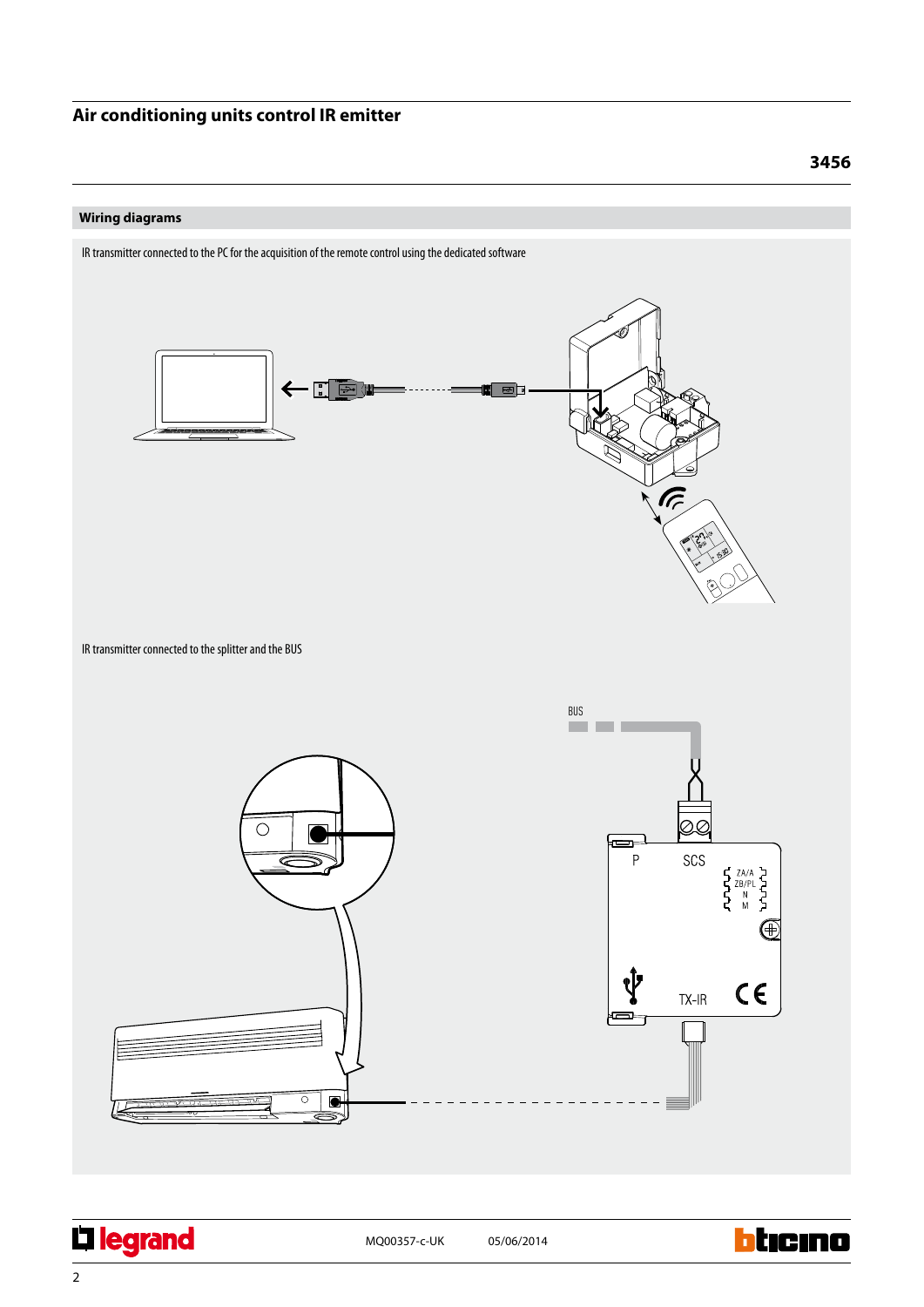# Air conditioning units control IR emitter

**3456**

## Wiring diagrams

IR transmitter connected to the PC for the acquisition of the remote control using the dedicated software

IR transmitter connected to the splitter and the BUS

BUS

P

SCS

ZA/A
ZB/PL
N
M

TX-IR

MQ00357-c-UK 05/06/2014